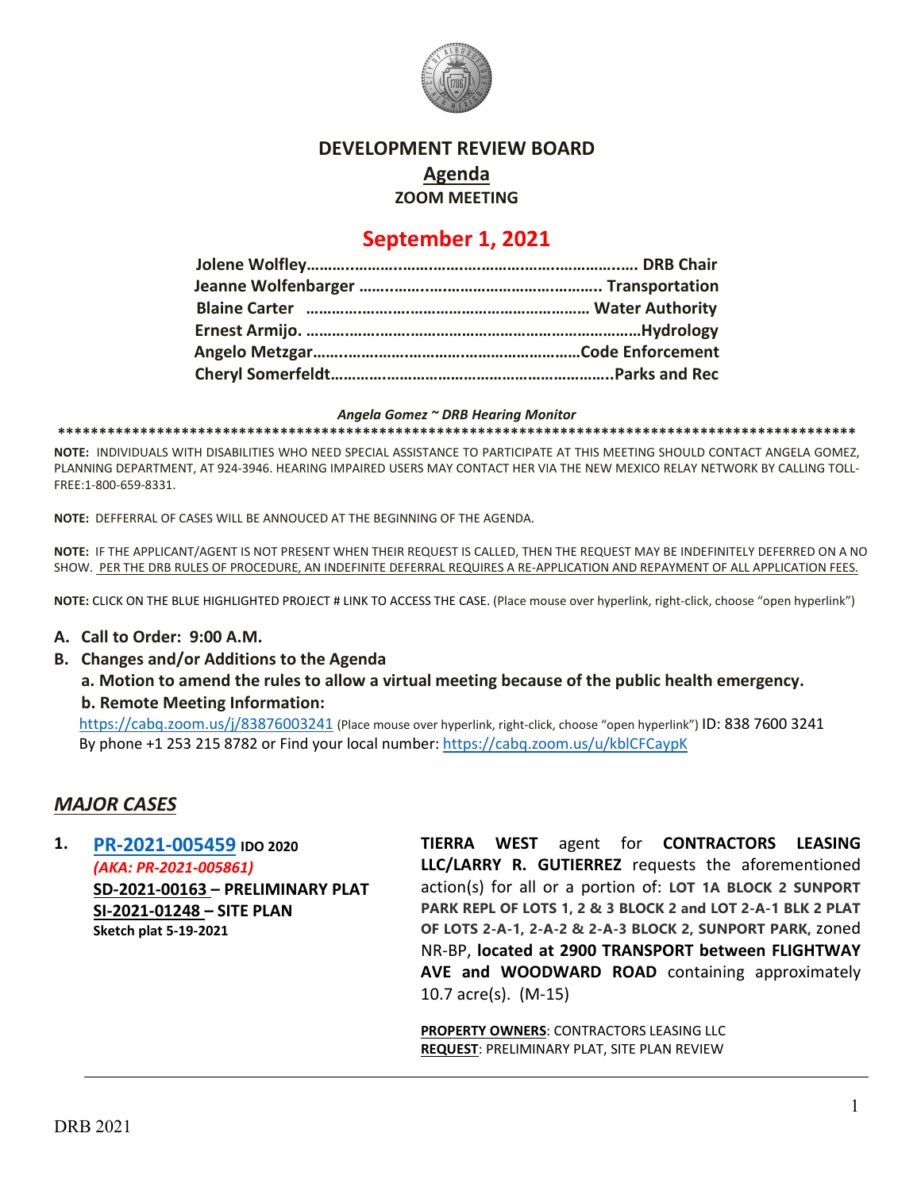# DEVELOPMENT REVIEW BOARD

## Agenda

### ZOOM MEETING

## September 1, 2021

**Jolene Wolfley………………………………………………………………. DRB Chair**
**Jeanne Wolfenbarger ………………………………………………….. Transportation**
**Blaine Carter ……………………………………………………… Water Authority**
**Ernest Armijo. ………………………………………………………………Hydrology**
**Angelo Metzgar…………………………………………………………Code Enforcement**
**Cheryl Somerfeldt……………………………………………………………..Parks and Rec**

*Angela Gomez ~ DRB Hearing Monitor*

******************************************************************************************************

**NOTE:** INDIVIDUALS WITH DISABILITIES WHO NEED SPECIAL ASSISTANCE TO PARTICIPATE AT THIS MEETING SHOULD CONTACT ANGELA GOMEZ, PLANNING DEPARTMENT, AT 924-3946. HEARING IMPAIRED USERS MAY CONTACT HER VIA THE NEW MEXICO RELAY NETWORK BY CALLING TOLL-FREE:1-800-659-8331.

**NOTE:** DEFFERRAL OF CASES WILL BE ANNOUCED AT THE BEGINNING OF THE AGENDA.

**NOTE:** IF THE APPLICANT/AGENT IS NOT PRESENT WHEN THEIR REQUEST IS CALLED, THEN THE REQUEST MAY BE INDEFINITELY DEFERRED ON A NO SHOW. PER THE DRB RULES OF PROCEDURE, AN INDEFINITE DEFERRAL REQUIRES A RE-APPLICATION AND REPAYMENT OF ALL APPLICATION FEES.

**NOTE:** CLICK ON THE BLUE HIGHLIGHTED PROJECT # LINK TO ACCESS THE CASE. (Place mouse over hyperlink, right-click, choose "open hyperlink")

**A. Call to Order: 9:00 A.M.**

**B. Changes and/or Additions to the Agenda**

**a. Motion to amend the rules to allow a virtual meeting because of the public health emergency.**

**b. Remote Meeting Information:**

https://cabq.zoom.us/j/83876003241 (Place mouse over hyperlink, right-click, choose "open hyperlink") ID: 838 7600 3241
By phone +1 253 215 8782 or Find your local number: https://cabq.zoom.us/u/kblCFCaypK

## *MAJOR CASES*

**1. PR-2021-005459 IDO 2020**
*(AKA: PR-2021-005861)*
**SD-2021-00163 – PRELIMINARY PLAT**
**SI-2021-01248 – SITE PLAN**
**Sketch plat 5-19-2021**

**TIERRA WEST** agent for **CONTRACTORS LEASING LLC/LARRY R. GUTIERREZ** requests the aforementioned action(s) for all or a portion of: **LOT 1A BLOCK 2 SUNPORT PARK REPL OF LOTS 1, 2 & 3 BLOCK 2 and LOT 2-A-1 BLK 2 PLAT OF LOTS 2-A-1, 2-A-2 & 2-A-3 BLOCK 2, SUNPORT PARK,** zoned NR-BP, **located at 2900 TRANSPORT between FLIGHTWAY AVE and WOODWARD ROAD** containing approximately 10.7 acre(s). (M-15)

**PROPERTY OWNERS**: CONTRACTORS LEASING LLC
**REQUEST**: PRELIMINARY PLAT, SITE PLAN REVIEW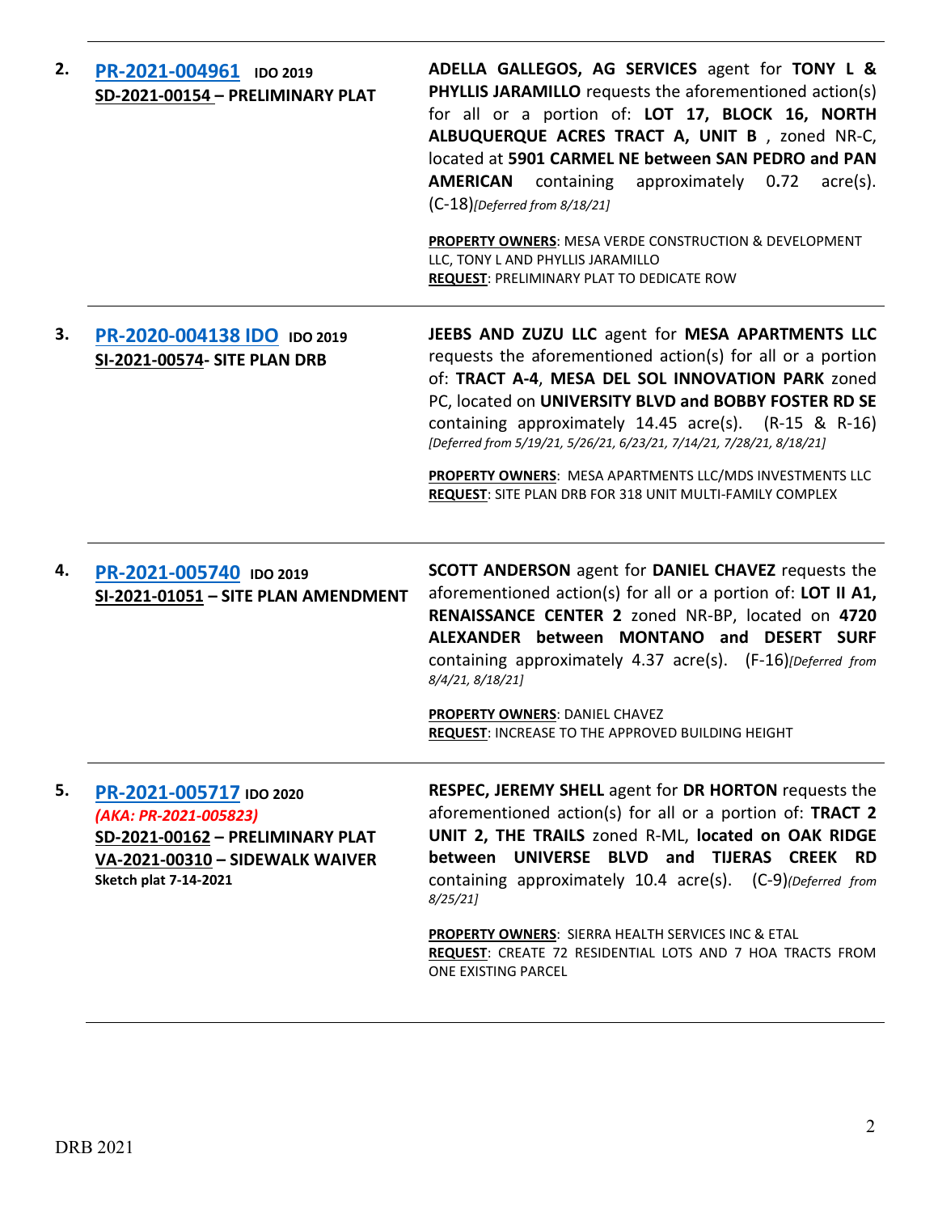| | | |
|---|---|---|
| **2.** | **PR-2021-004961** **IDO 2019**<br>**SD-2021-00154 – PRELIMINARY PLAT** | **ADELLA GALLEGOS, AG SERVICES** agent for **TONY L & PHYLLIS JARAMILLO** requests the aforementioned action(s) for all or a portion of: **LOT 17, BLOCK 16, NORTH ALBUQUERQUE ACRES TRACT A, UNIT B** , zoned NR-C, located at **5901 CARMEL NE between SAN PEDRO and PAN AMERICAN** containing approximately 0.72 acre(s). (C-18)*[Deferred from 8/18/21]*<br><br>**PROPERTY OWNERS**: MESA VERDE CONSTRUCTION & DEVELOPMENT LLC, TONY L AND PHYLLIS JARAMILLO<br>**REQUEST**: PRELIMINARY PLAT TO DEDICATE ROW |
| **3.** | **PR-2020-004138 IDO** **IDO 2019**<br>**SI-2021-00574- SITE PLAN DRB** | **JEEBS AND ZUZU LLC** agent for **MESA APARTMENTS LLC** requests the aforementioned action(s) for all or a portion of: **TRACT A-4**, **MESA DEL SOL INNOVATION PARK** zoned PC, located on **UNIVERSITY BLVD and BOBBY FOSTER RD SE** containing approximately 14.45 acre(s). (R-15 & R-16) *[Deferred from 5/19/21, 5/26/21, 6/23/21, 7/14/21, 7/28/21, 8/18/21]*<br><br>**PROPERTY OWNERS**: MESA APARTMENTS LLC/MDS INVESTMENTS LLC<br>**REQUEST**: SITE PLAN DRB FOR 318 UNIT MULTI-FAMILY COMPLEX |
| **4.** | **PR-2021-005740** **IDO 2019**<br>**SI-2021-01051 – SITE PLAN AMENDMENT** | **SCOTT ANDERSON** agent for **DANIEL CHAVEZ** requests the aforementioned action(s) for all or a portion of: **LOT II A1, RENAISSANCE CENTER 2** zoned NR-BP, located on **4720 ALEXANDER between MONTANO and DESERT SURF** containing approximately 4.37 acre(s). (F-16)*[Deferred from 8/4/21, 8/18/21]*<br><br>**PROPERTY OWNERS**: DANIEL CHAVEZ<br>**REQUEST**: INCREASE TO THE APPROVED BUILDING HEIGHT |
| **5.** | **PR-2021-005717** **IDO 2020**<br>***(AKA: PR-2021-005823)***<br>**SD-2021-00162 – PRELIMINARY PLAT**<br>**VA-2021-00310 – SIDEWALK WAIVER**<br>**Sketch plat 7-14-2021** | **RESPEC, JEREMY SHELL** agent for **DR HORTON** requests the aforementioned action(s) for all or a portion of: **TRACT 2 UNIT 2, THE TRAILS** zoned R-ML, **located on OAK RIDGE between UNIVERSE BLVD and TIJERAS CREEK RD** containing approximately 10.4 acre(s). (C-9)*(Deferred from 8/25/21]*<br><br>**PROPERTY OWNERS**: SIERRA HEALTH SERVICES INC & ETAL<br>**REQUEST**: CREATE 72 RESIDENTIAL LOTS AND 7 HOA TRACTS FROM ONE EXISTING PARCEL |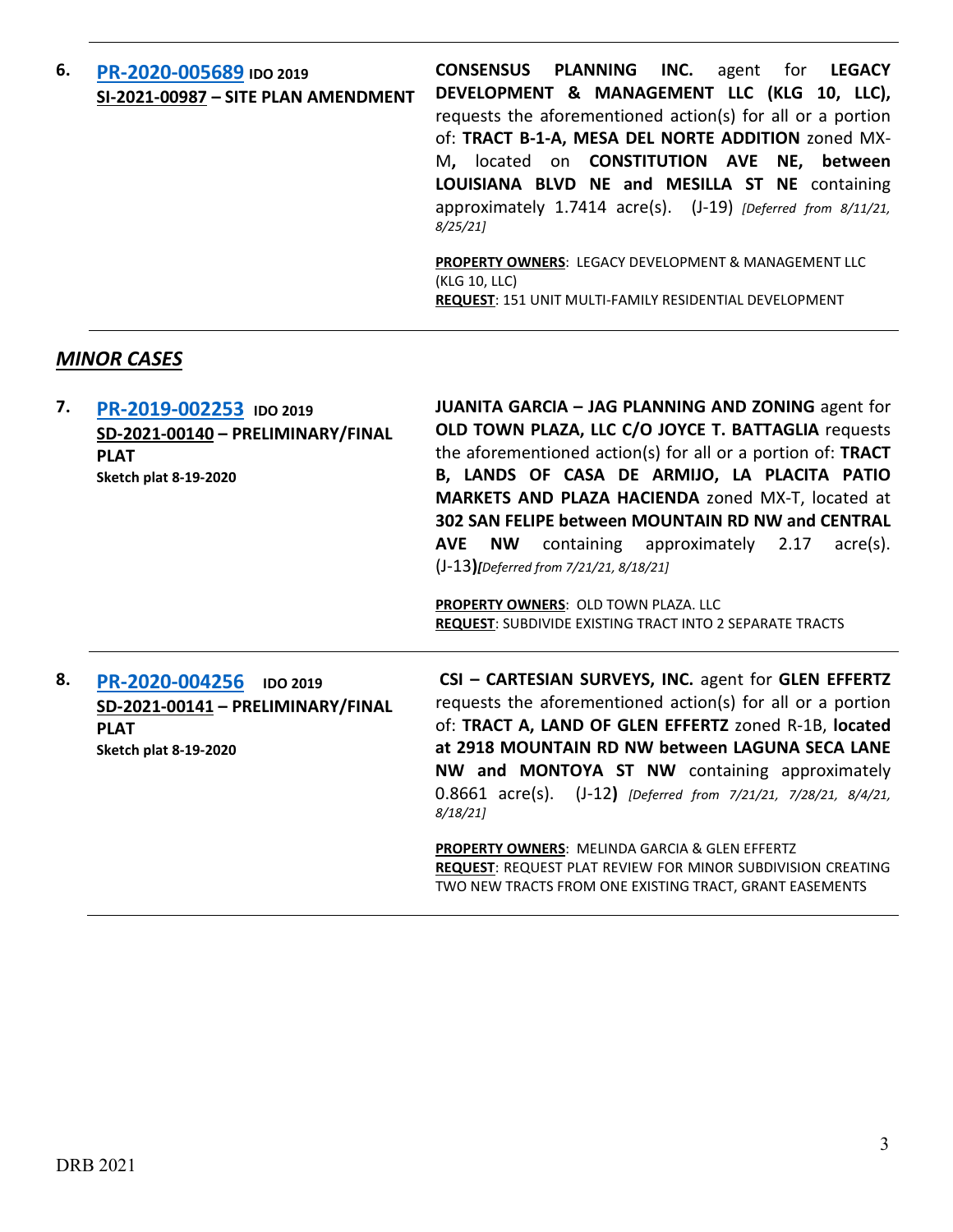6. **[PR-2020-005689](#) IDO 2019**
**SI-2021-00987 – SITE PLAN AMENDMENT**

**CONSENSUS PLANNING INC.** agent for **LEGACY DEVELOPMENT & MANAGEMENT LLC (KLG 10, LLC),** requests the aforementioned action(s) for all or a portion of: **TRACT B-1-A, MESA DEL NORTE ADDITION** zoned MX-M**,** located on **CONSTITUTION AVE NE, between LOUISIANA BLVD NE and MESILLA ST NE** containing approximately 1.7414 acre(s). (J-19) *[Deferred from 8/11/21, 8/25/21]*

**PROPERTY OWNERS**: LEGACY DEVELOPMENT & MANAGEMENT LLC (KLG 10, LLC)
**REQUEST**: 151 UNIT MULTI-FAMILY RESIDENTIAL DEVELOPMENT

---

## *MINOR CASES*

7. **[PR-2019-002253](#) IDO 2019**
**SD-2021-00140 – PRELIMINARY/FINAL PLAT**
**Sketch plat 8-19-2020**

**JUANITA GARCIA – JAG PLANNING AND ZONING** agent for **OLD TOWN PLAZA, LLC C/O JOYCE T. BATTAGLIA** requests the aforementioned action(s) for all or a portion of: **TRACT B, LANDS OF CASA DE ARMIJO, LA PLACITA PATIO MARKETS AND PLAZA HACIENDA** zoned MX-T, located at **302 SAN FELIPE between MOUNTAIN RD NW and CENTRAL AVE NW** containing approximately 2.17 acre(s). (J-13**)***[Deferred from 7/21/21, 8/18/21]*

**PROPERTY OWNERS**: OLD TOWN PLAZA. LLC
**REQUEST**: SUBDIVIDE EXISTING TRACT INTO 2 SEPARATE TRACTS

---

8. **[PR-2020-004256](#) IDO 2019**
**SD-2021-00141 – PRELIMINARY/FINAL PLAT**
**Sketch plat 8-19-2020**

**CSI – CARTESIAN SURVEYS, INC.** agent for **GLEN EFFERTZ** requests the aforementioned action(s) for all or a portion of: **TRACT A, LAND OF GLEN EFFERTZ** zoned R-1B, **located at 2918 MOUNTAIN RD NW between LAGUNA SECA LANE NW and MONTOYA ST NW** containing approximately 0.8661 acre(s). (J-12**)** *[Deferred from 7/21/21, 7/28/21, 8/4/21, 8/18/21]*

**PROPERTY OWNERS**: MELINDA GARCIA & GLEN EFFERTZ
**REQUEST**: REQUEST PLAT REVIEW FOR MINOR SUBDIVISION CREATING TWO NEW TRACTS FROM ONE EXISTING TRACT, GRANT EASEMENTS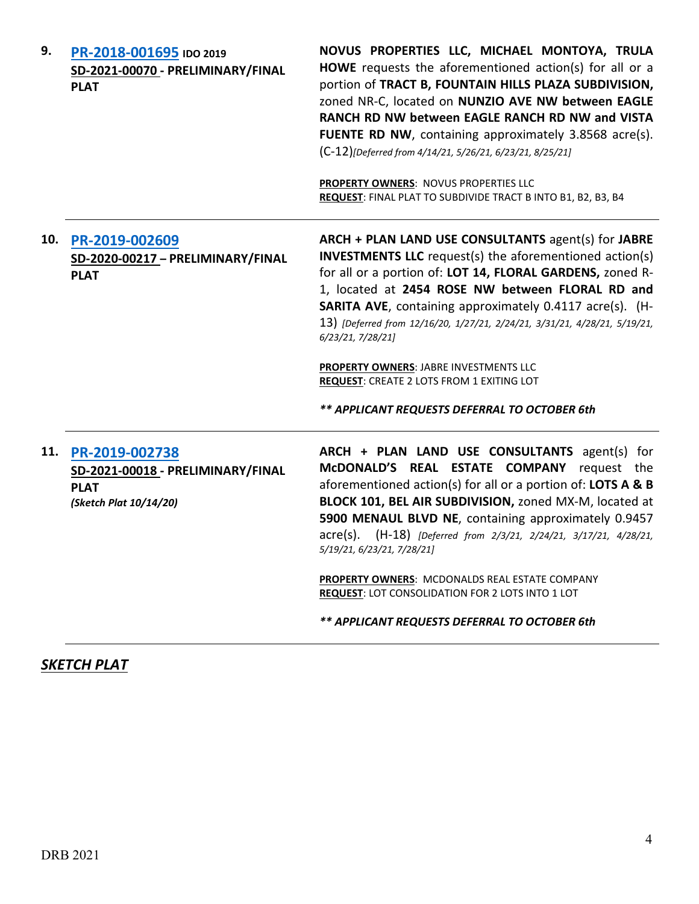| | | |
|---|---|---|
| **9.** | **PR-2018-001695** **IDO 2019**<br>**SD-2021-00070 - PRELIMINARY/FINAL PLAT** | **NOVUS PROPERTIES LLC, MICHAEL MONTOYA, TRULA HOWE** requests the aforementioned action(s) for all or a portion of **TRACT B, FOUNTAIN HILLS PLAZA SUBDIVISION,** zoned NR-C, located on **NUNZIO AVE NW between EAGLE RANCH RD NW between EAGLE RANCH RD NW and VISTA FUENTE RD NW**, containing approximately 3.8568 acre(s). (C-12)*[Deferred from 4/14/21, 5/26/21, 6/23/21, 8/25/21]*<br><br>**PROPERTY OWNERS**: NOVUS PROPERTIES LLC<br>**REQUEST**: FINAL PLAT TO SUBDIVIDE TRACT B INTO B1, B2, B3, B4 |
| **10.** | **PR-2019-002609**<br>**SD-2020-00217 – PRELIMINARY/FINAL PLAT** | **ARCH + PLAN LAND USE CONSULTANTS** agent(s) for **JABRE INVESTMENTS LLC** request(s) the aforementioned action(s) for all or a portion of: **LOT 14, FLORAL GARDENS,** zoned R-1, located at **2454 ROSE NW between FLORAL RD and SARITA AVE**, containing approximately 0.4117 acre(s). (H-13) *[Deferred from 12/16/20, 1/27/21, 2/24/21, 3/31/21, 4/28/21, 5/19/21, 6/23/21, 7/28/21]*<br><br>**PROPERTY OWNERS**: JABRE INVESTMENTS LLC<br>**REQUEST**: CREATE 2 LOTS FROM 1 EXITING LOT<br><br>***\*\* APPLICANT REQUESTS DEFERRAL TO OCTOBER 6th*** |
| **11.** | **PR-2019-002738**<br>**SD-2021-00018 - PRELIMINARY/FINAL PLAT**<br>***(Sketch Plat 10/14/20)*** | **ARCH + PLAN LAND USE CONSULTANTS** agent(s) for **McDONALD'S REAL ESTATE COMPANY** request the aforementioned action(s) for all or a portion of: **LOTS A & B BLOCK 101, BEL AIR SUBDIVISION,** zoned MX-M, located at **5900 MENAUL BLVD NE**, containing approximately 0.9457 acre(s). (H-18) *[Deferred from 2/3/21, 2/24/21, 3/17/21, 4/28/21, 5/19/21, 6/23/21, 7/28/21]*<br><br>**PROPERTY OWNERS**: MCDONALDS REAL ESTATE COMPANY<br>**REQUEST**: LOT CONSOLIDATION FOR 2 LOTS INTO 1 LOT<br><br>***\*\* APPLICANT REQUESTS DEFERRAL TO OCTOBER 6th*** |

## ***SKETCH PLAT***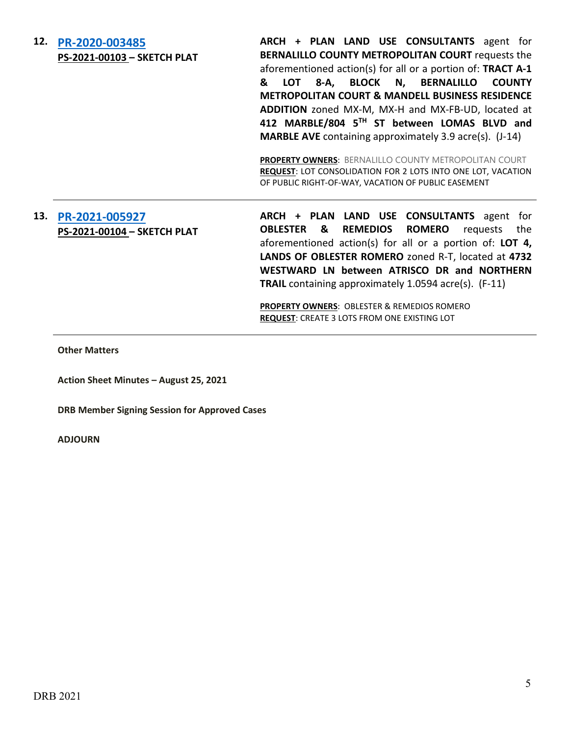**12. PR-2020-003485**
**PS-2021-00103 – SKETCH PLAT**

**ARCH + PLAN LAND USE CONSULTANTS** agent for **BERNALILLO COUNTY METROPOLITAN COURT** requests the aforementioned action(s) for all or a portion of: **TRACT A-1 & LOT 8-A, BLOCK N, BERNALILLO COUNTY METROPOLITAN COURT & MANDELL BUSINESS RESIDENCE ADDITION** zoned MX-M, MX-H and MX-FB-UD, located at **412 MARBLE/804 5TH ST between LOMAS BLVD and MARBLE AVE** containing approximately 3.9 acre(s). (J-14)

**PROPERTY OWNERS**: BERNALILLO COUNTY METROPOLITAN COURT
**REQUEST**: LOT CONSOLIDATION FOR 2 LOTS INTO ONE LOT, VACATION OF PUBLIC RIGHT-OF-WAY, VACATION OF PUBLIC EASEMENT

---

**13. PR-2021-005927**
**PS-2021-00104 – SKETCH PLAT**

**ARCH + PLAN LAND USE CONSULTANTS** agent for **OBLESTER & REMEDIOS ROMERO** requests the aforementioned action(s) for all or a portion of: **LOT 4, LANDS OF OBLESTER ROMERO** zoned R-T, located at **4732 WESTWARD LN between ATRISCO DR and NORTHERN TRAIL** containing approximately 1.0594 acre(s). (F-11)

**PROPERTY OWNERS**: OBLESTER & REMEDIOS ROMERO
**REQUEST**: CREATE 3 LOTS FROM ONE EXISTING LOT

---

**Other Matters**

**Action Sheet Minutes – August 25, 2021**

**DRB Member Signing Session for Approved Cases**

**ADJOURN**